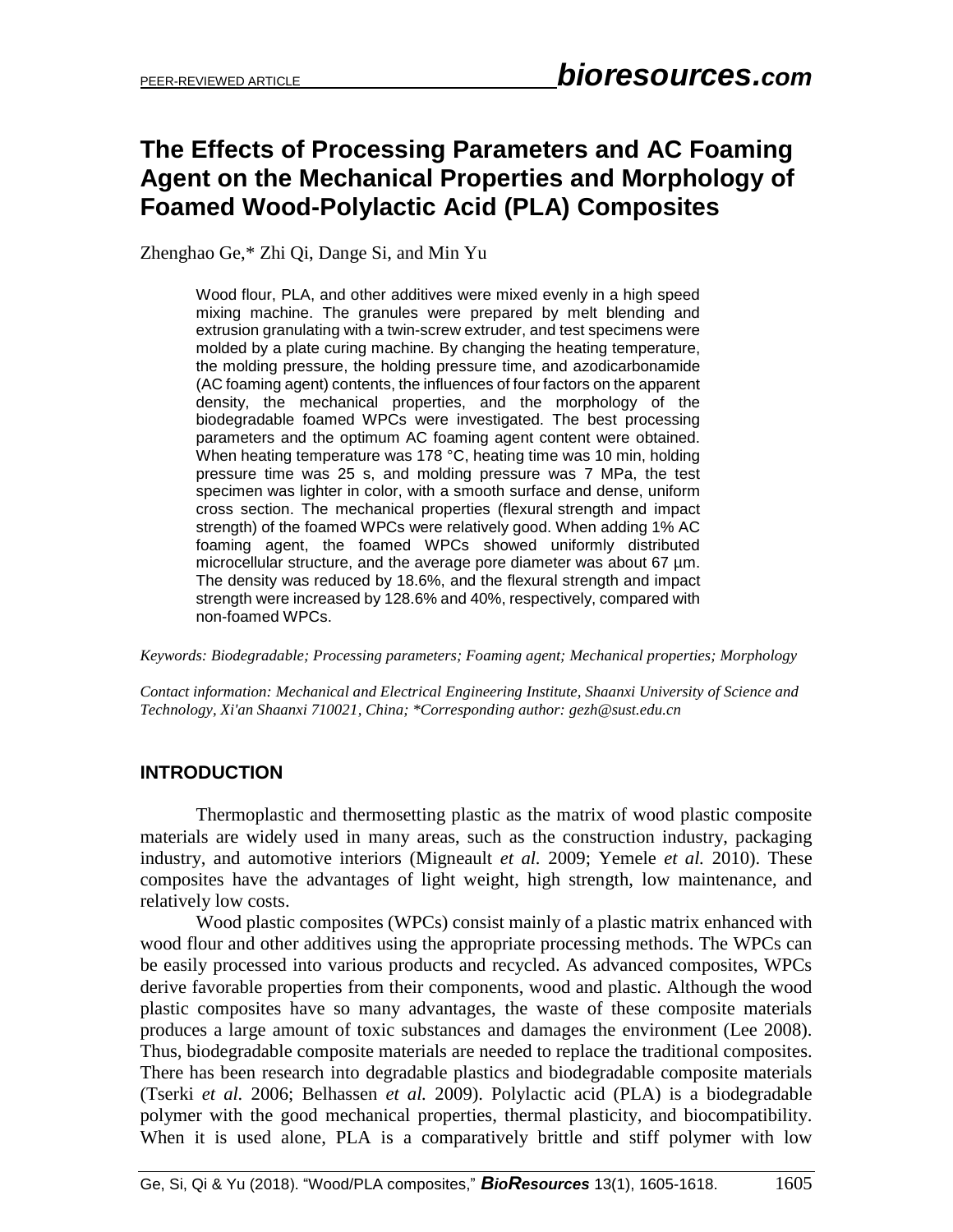# The Effects of Processing Parameters and AC Foaming Agent on the Mechanical Properties and Morphology of Foamed Wood-Polylactic Acid (PLA) Composites

Zhenghao Ge,* Zhi Qi, Dange Si, and Min Yu

> Wood flour, PLA, and other additives were mixed evenly in a high speed mixing machine. The granules were prepared by melt blending and extrusion granulating with a twin-screw extruder, and test specimens were molded by a plate curing machine. By changing the heating temperature, the molding pressure, the holding pressure time, and azodicarbonamide (AC foaming agent) contents, the influences of four factors on the apparent density, the mechanical properties, and the morphology of the biodegradable foamed WPCs were investigated. The best processing parameters and the optimum AC foaming agent content were obtained. When heating temperature was 178 °C, heating time was 10 min, holding pressure time was 25 s, and molding pressure was 7 MPa, the test specimen was lighter in color, with a smooth surface and dense, uniform cross section. The mechanical properties (flexural strength and impact strength) of the foamed WPCs were relatively good. When adding 1% AC foaming agent, the foamed WPCs showed uniformly distributed microcellular structure, and the average pore diameter was about 67 µm. The density was reduced by 18.6%, and the flexural strength and impact strength were increased by 128.6% and 40%, respectively, compared with non-foamed WPCs.

*Keywords: Biodegradable; Processing parameters; Foaming agent; Mechanical properties; Morphology*

*Contact information: Mechanical and Electrical Engineering Institute, Shaanxi University of Science and Technology, Xi'an Shaanxi 710021, China; *Corresponding author: gezh@sust.edu.cn*

## INTRODUCTION

Thermoplastic and thermosetting plastic as the matrix of wood plastic composite materials are widely used in many areas, such as the construction industry, packaging industry, and automotive interiors (Migneault *et al.* 2009; Yemele *et al.* 2010). These composites have the advantages of light weight, high strength, low maintenance, and relatively low costs.

Wood plastic composites (WPCs) consist mainly of a plastic matrix enhanced with wood flour and other additives using the appropriate processing methods. The WPCs can be easily processed into various products and recycled. As advanced composites, WPCs derive favorable properties from their components, wood and plastic. Although the wood plastic composites have so many advantages, the waste of these composite materials produces a large amount of toxic substances and damages the environment (Lee 2008). Thus, biodegradable composite materials are needed to replace the traditional composites. There has been research into degradable plastics and biodegradable composite materials (Tserki *et al.* 2006; Belhassen *et al.* 2009). Polylactic acid (PLA) is a biodegradable polymer with the good mechanical properties, thermal plasticity, and biocompatibility. When it is used alone, PLA is a comparatively brittle and stiff polymer with low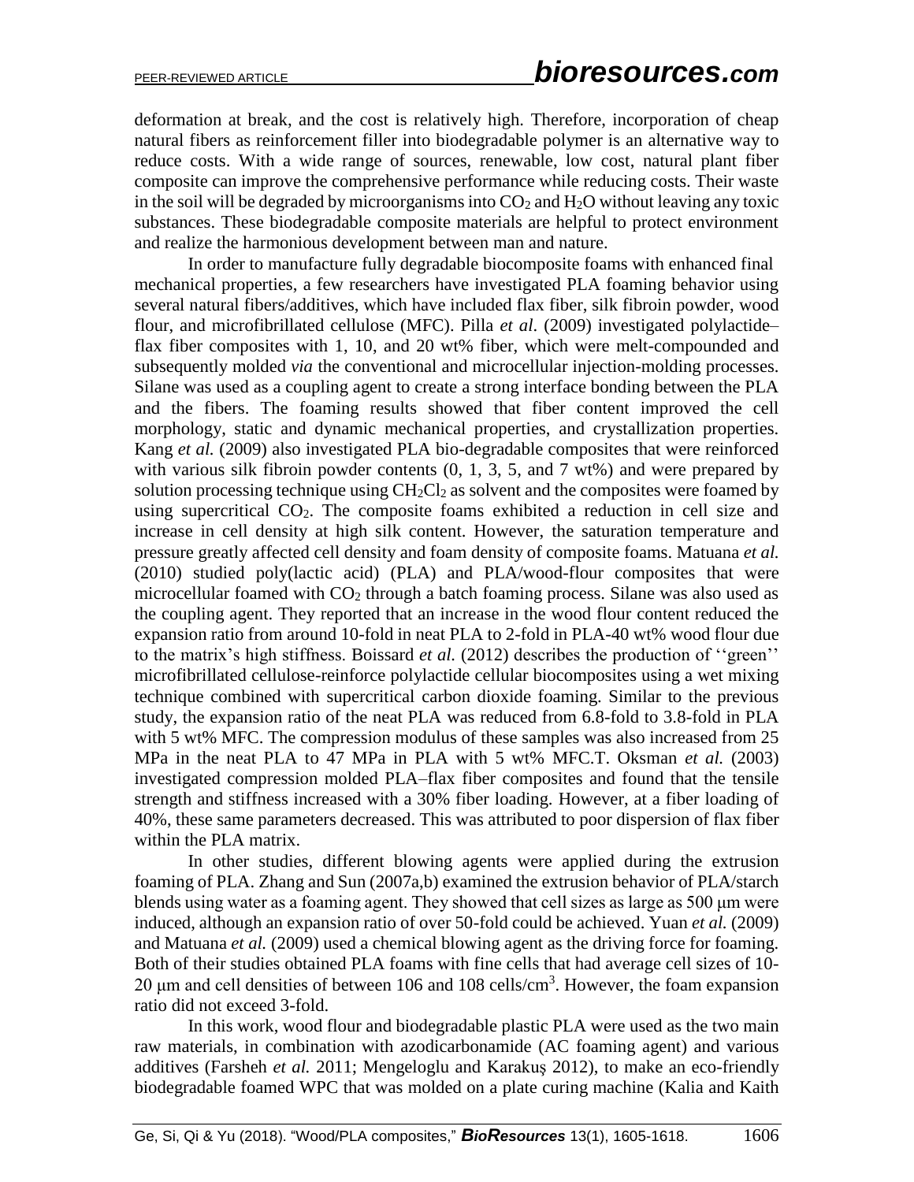deformation at break, and the cost is relatively high. Therefore, incorporation of cheap natural fibers as reinforcement filler into biodegradable polymer is an alternative way to reduce costs. With a wide range of sources, renewable, low cost, natural plant fiber composite can improve the comprehensive performance while reducing costs. Their waste in the soil will be degraded by microorganisms into $CO_2$ and $H_2O$ without leaving any toxic substances. These biodegradable composite materials are helpful to protect environment and realize the harmonious development between man and nature.

In order to manufacture fully degradable biocomposite foams with enhanced final mechanical properties, a few researchers have investigated PLA foaming behavior using several natural fibers/additives, which have included flax fiber, silk fibroin powder, wood flour, and microfibrillated cellulose (MFC). Pilla *et al.* (2009) investigated polylactide–flax fiber composites with 1, 10, and 20 wt% fiber, which were melt-compounded and subsequently molded *via* the conventional and microcellular injection-molding processes. Silane was used as a coupling agent to create a strong interface bonding between the PLA and the fibers. The foaming results showed that fiber content improved the cell morphology, static and dynamic mechanical properties, and crystallization properties. Kang *et al.* (2009) also investigated PLA bio-degradable composites that were reinforced with various silk fibroin powder contents (0, 1, 3, 5, and 7 wt%) and were prepared by solution processing technique using $CH_2Cl_2$ as solvent and the composites were foamed by using supercritical $CO_2$. The composite foams exhibited a reduction in cell size and increase in cell density at high silk content. However, the saturation temperature and pressure greatly affected cell density and foam density of composite foams. Matuana *et al.* (2010) studied poly(lactic acid) (PLA) and PLA/wood-flour composites that were microcellular foamed with $CO_2$ through a batch foaming process. Silane was also used as the coupling agent. They reported that an increase in the wood flour content reduced the expansion ratio from around 10-fold in neat PLA to 2-fold in PLA-40 wt% wood flour due to the matrix's high stiffness. Boissard *et al.* (2012) describes the production of ''green'' microfibrillated cellulose-reinforce polylactide cellular biocomposites using a wet mixing technique combined with supercritical carbon dioxide foaming. Similar to the previous study, the expansion ratio of the neat PLA was reduced from 6.8-fold to 3.8-fold in PLA with 5 wt% MFC. The compression modulus of these samples was also increased from 25 MPa in the neat PLA to 47 MPa in PLA with 5 wt% MFC.T. Oksman *et al.* (2003) investigated compression molded PLA–flax fiber composites and found that the tensile strength and stiffness increased with a 30% fiber loading. However, at a fiber loading of 40%, these same parameters decreased. This was attributed to poor dispersion of flax fiber within the PLA matrix.

In other studies, different blowing agents were applied during the extrusion foaming of PLA. Zhang and Sun (2007a,b) examined the extrusion behavior of PLA/starch blends using water as a foaming agent. They showed that cell sizes as large as 500 μm were induced, although an expansion ratio of over 50-fold could be achieved. Yuan *et al.* (2009) and Matuana *et al.* (2009) used a chemical blowing agent as the driving force for foaming. Both of their studies obtained PLA foams with fine cells that had average cell sizes of 10-20 μm and cell densities of between 106 and 108 cells/cm$^3$. However, the foam expansion ratio did not exceed 3-fold.

In this work, wood flour and biodegradable plastic PLA were used as the two main raw materials, in combination with azodicarbonamide (AC foaming agent) and various additives (Farsheh *et al.* 2011; Mengeloglu and Karakuş 2012), to make an eco-friendly biodegradable foamed WPC that was molded on a plate curing machine (Kalia and Kaith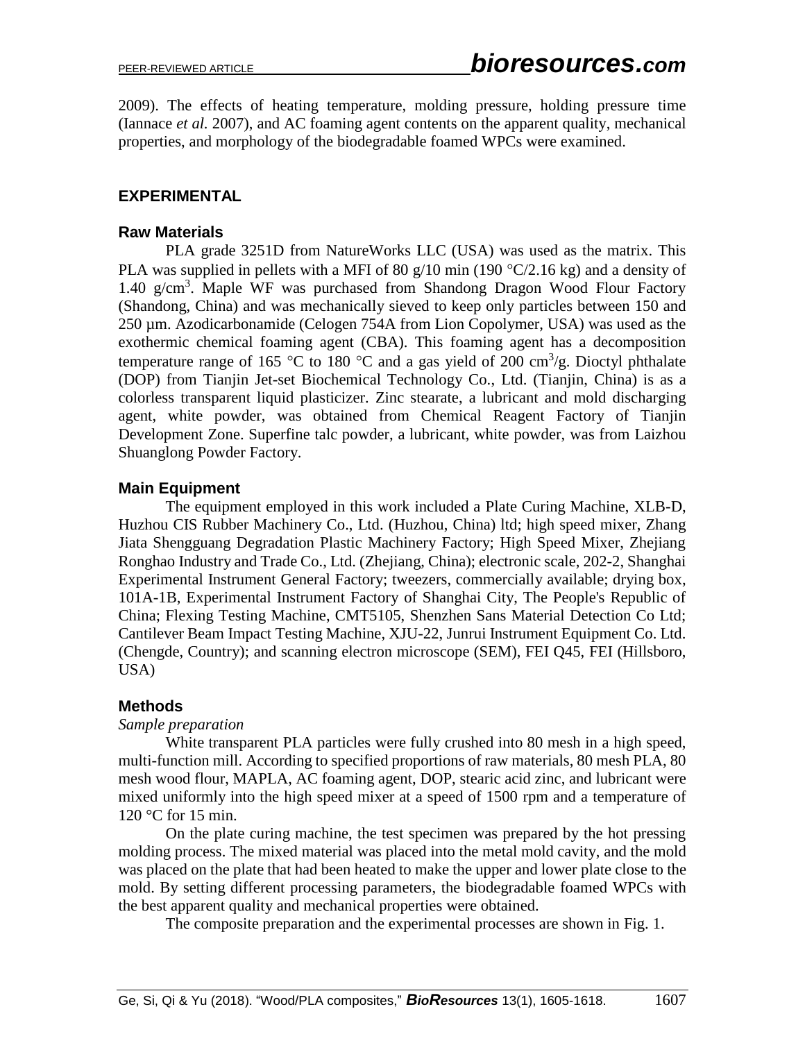2009). The effects of heating temperature, molding pressure, holding pressure time (Iannace *et al.* 2007), and AC foaming agent contents on the apparent quality, mechanical properties, and morphology of the biodegradable foamed WPCs were examined.

## EXPERIMENTAL

### Raw Materials

PLA grade 3251D from NatureWorks LLC (USA) was used as the matrix. This PLA was supplied in pellets with a MFI of 80 g/10 min (190 °C/2.16 kg) and a density of 1.40 g/cm$^3$. Maple WF was purchased from Shandong Dragon Wood Flour Factory (Shandong, China) and was mechanically sieved to keep only particles between 150 and 250 µm. Azodicarbonamide (Celogen 754A from Lion Copolymer, USA) was used as the exothermic chemical foaming agent (CBA). This foaming agent has a decomposition temperature range of 165 °C to 180 °C and a gas yield of 200 cm$^3$/g. Dioctyl phthalate (DOP) from Tianjin Jet-set Biochemical Technology Co., Ltd. (Tianjin, China) is as a colorless transparent liquid plasticizer. Zinc stearate, a lubricant and mold discharging agent, white powder, was obtained from Chemical Reagent Factory of Tianjin Development Zone. Superfine talc powder, a lubricant, white powder, was from Laizhou Shuanglong Powder Factory.

### Main Equipment

The equipment employed in this work included a Plate Curing Machine, XLB-D, Huzhou CIS Rubber Machinery Co., Ltd. (Huzhou, China) ltd; high speed mixer, Zhang Jiata Shengguang Degradation Plastic Machinery Factory; High Speed Mixer, Zhejiang Ronghao Industry and Trade Co., Ltd. (Zhejiang, China); electronic scale, 202-2, Shanghai Experimental Instrument General Factory; tweezers, commercially available; drying box, 101A-1B, Experimental Instrument Factory of Shanghai City, The People's Republic of China; Flexing Testing Machine, CMT5105, Shenzhen Sans Material Detection Co Ltd; Cantilever Beam Impact Testing Machine, XJU-22, Junrui Instrument Equipment Co. Ltd. (Chengde, Country); and scanning electron microscope (SEM), FEI Q45, FEI (Hillsboro, USA)

### Methods

*Sample preparation*

White transparent PLA particles were fully crushed into 80 mesh in a high speed, multi-function mill. According to specified proportions of raw materials, 80 mesh PLA, 80 mesh wood flour, MAPLA, AC foaming agent, DOP, stearic acid zinc, and lubricant were mixed uniformly into the high speed mixer at a speed of 1500 rpm and a temperature of 120 °C for 15 min.

On the plate curing machine, the test specimen was prepared by the hot pressing molding process. The mixed material was placed into the metal mold cavity, and the mold was placed on the plate that had been heated to make the upper and lower plate close to the mold. By setting different processing parameters, the biodegradable foamed WPCs with the best apparent quality and mechanical properties were obtained.

The composite preparation and the experimental processes are shown in Fig. 1.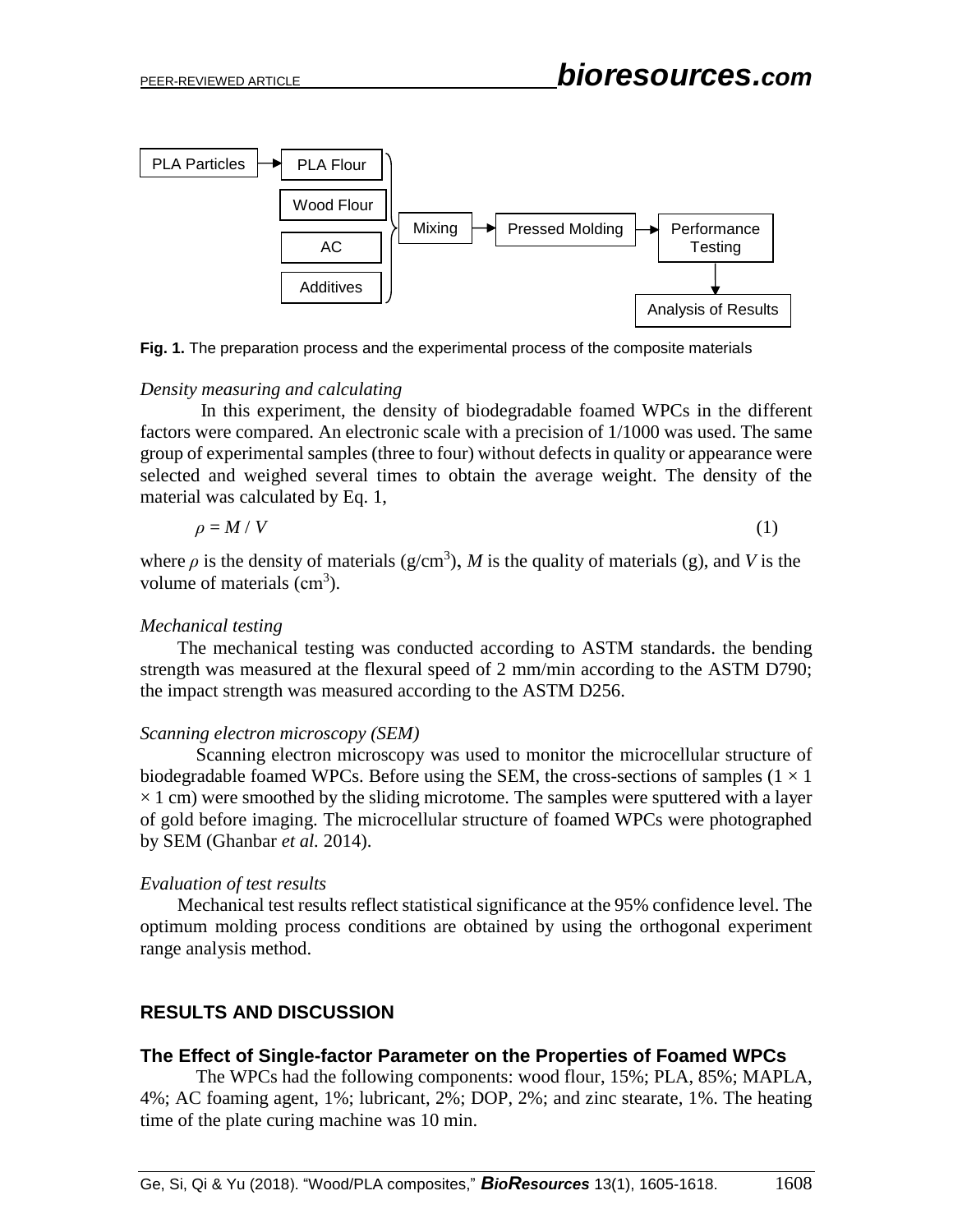PLA Particles → PLA Flour

PLA Flour, Wood Flour, AC, Additives → Mixing → Pressed Molding → Performance Testing → Analysis of Results

**Fig. 1.** The preparation process and the experimental process of the composite materials

*Density measuring and calculating*

In this experiment, the density of biodegradable foamed WPCs in the different factors were compared. An electronic scale with a precision of 1/1000 was used. The same group of experimental samples (three to four) without defects in quality or appearance were selected and weighed several times to obtain the average weight. The density of the material was calculated by Eq. 1,

$$\rho = M / V \tag{1}$$

where $\rho$ is the density of materials (g/cm$^3$), $M$ is the quality of materials (g), and $V$ is the volume of materials (cm$^3$).

*Mechanical testing*

The mechanical testing was conducted according to ASTM standards. the bending strength was measured at the flexural speed of 2 mm/min according to the ASTM D790; the impact strength was measured according to the ASTM D256.

*Scanning electron microscopy (SEM)*

Scanning electron microscopy was used to monitor the microcellular structure of biodegradable foamed WPCs. Before using the SEM, the cross-sections of samples ($1 \times 1 \times 1$ cm) were smoothed by the sliding microtome. The samples were sputtered with a layer of gold before imaging. The microcellular structure of foamed WPCs were photographed by SEM (Ghanbar *et al.* 2014).

*Evaluation of test results*

Mechanical test results reflect statistical significance at the 95% confidence level. The optimum molding process conditions are obtained by using the orthogonal experiment range analysis method.

## RESULTS AND DISCUSSION

### The Effect of Single-factor Parameter on the Properties of Foamed WPCs

The WPCs had the following components: wood flour, 15%; PLA, 85%; MAPLA, 4%; AC foaming agent, 1%; lubricant, 2%; DOP, 2%; and zinc stearate, 1%. The heating time of the plate curing machine was 10 min.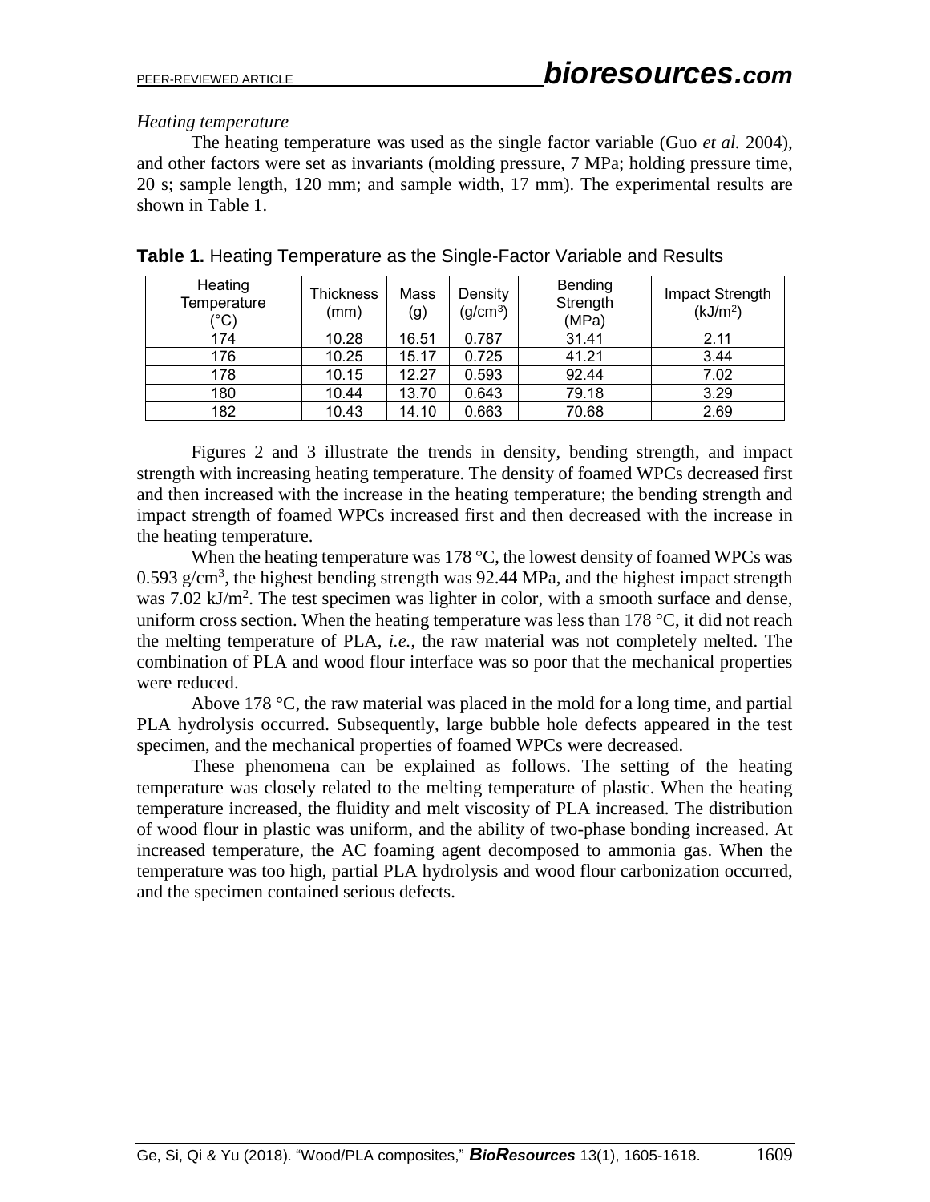*Heating temperature*

The heating temperature was used as the single factor variable (Guo *et al.* 2004), and other factors were set as invariants (molding pressure, 7 MPa; holding pressure time, 20 s; sample length, 120 mm; and sample width, 17 mm). The experimental results are shown in Table 1.

**Table 1.** Heating Temperature as the Single-Factor Variable and Results

| Heating Temperature (°C) | Thickness (mm) | Mass (g) | Density (g/cm$^3$) | Bending Strength (MPa) | Impact Strength (kJ/m$^2$) |
|---|---|---|---|---|---|
| 174 | 10.28 | 16.51 | 0.787 | 31.41 | 2.11 |
| 176 | 10.25 | 15.17 | 0.725 | 41.21 | 3.44 |
| 178 | 10.15 | 12.27 | 0.593 | 92.44 | 7.02 |
| 180 | 10.44 | 13.70 | 0.643 | 79.18 | 3.29 |
| 182 | 10.43 | 14.10 | 0.663 | 70.68 | 2.69 |

Figures 2 and 3 illustrate the trends in density, bending strength, and impact strength with increasing heating temperature. The density of foamed WPCs decreased first and then increased with the increase in the heating temperature; the bending strength and impact strength of foamed WPCs increased first and then decreased with the increase in the heating temperature.

When the heating temperature was 178 °C, the lowest density of foamed WPCs was 0.593 g/cm$^3$, the highest bending strength was 92.44 MPa, and the highest impact strength was 7.02 kJ/m$^2$. The test specimen was lighter in color, with a smooth surface and dense, uniform cross section. When the heating temperature was less than 178 °C, it did not reach the melting temperature of PLA, *i.e.*, the raw material was not completely melted. The combination of PLA and wood flour interface was so poor that the mechanical properties were reduced.

Above 178 °C, the raw material was placed in the mold for a long time, and partial PLA hydrolysis occurred. Subsequently, large bubble hole defects appeared in the test specimen, and the mechanical properties of foamed WPCs were decreased.

These phenomena can be explained as follows. The setting of the heating temperature was closely related to the melting temperature of plastic. When the heating temperature increased, the fluidity and melt viscosity of PLA increased. The distribution of wood flour in plastic was uniform, and the ability of two-phase bonding increased. At increased temperature, the AC foaming agent decomposed to ammonia gas. When the temperature was too high, partial PLA hydrolysis and wood flour carbonization occurred, and the specimen contained serious defects.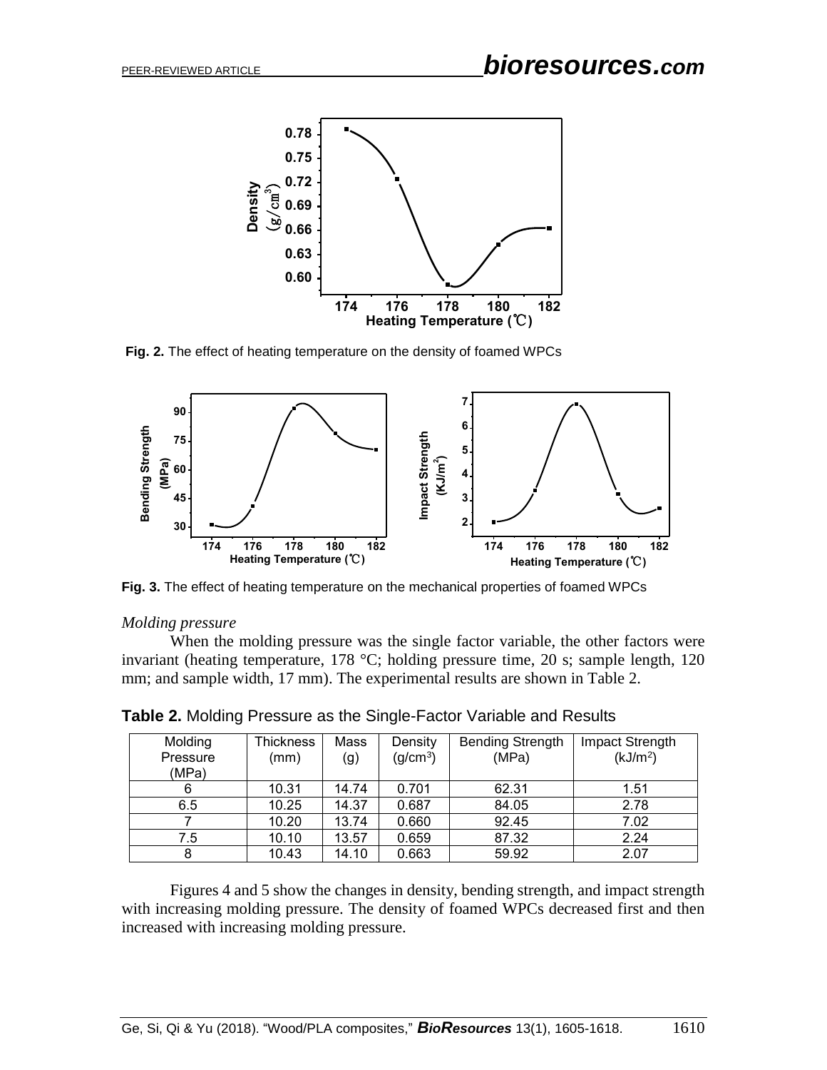Fig. 2. The effect of heating temperature on the density of foamed WPCs

Fig. 3. The effect of heating temperature on the mechanical properties of foamed WPCs

*Molding pressure*

When the molding pressure was the single factor variable, the other factors were invariant (heating temperature, 178 °C; holding pressure time, 20 s; sample length, 120 mm; and sample width, 17 mm). The experimental results are shown in Table 2.

**Table 2.** Molding Pressure as the Single-Factor Variable and Results

| Molding Pressure (MPa) | Thickness (mm) | Mass (g) | Density ($g/cm^3$) | Bending Strength (MPa) | Impact Strength ($kJ/m^2$) |
|---|---|---|---|---|---|
| 6 | 10.31 | 14.74 | 0.701 | 62.31 | 1.51 |
| 6.5 | 10.25 | 14.37 | 0.687 | 84.05 | 2.78 |
| 7 | 10.20 | 13.74 | 0.660 | 92.45 | 7.02 |
| 7.5 | 10.10 | 13.57 | 0.659 | 87.32 | 2.24 |
| 8 | 10.43 | 14.10 | 0.663 | 59.92 | 2.07 |

Figures 4 and 5 show the changes in density, bending strength, and impact strength with increasing molding pressure. The density of foamed WPCs decreased first and then increased with increasing molding pressure.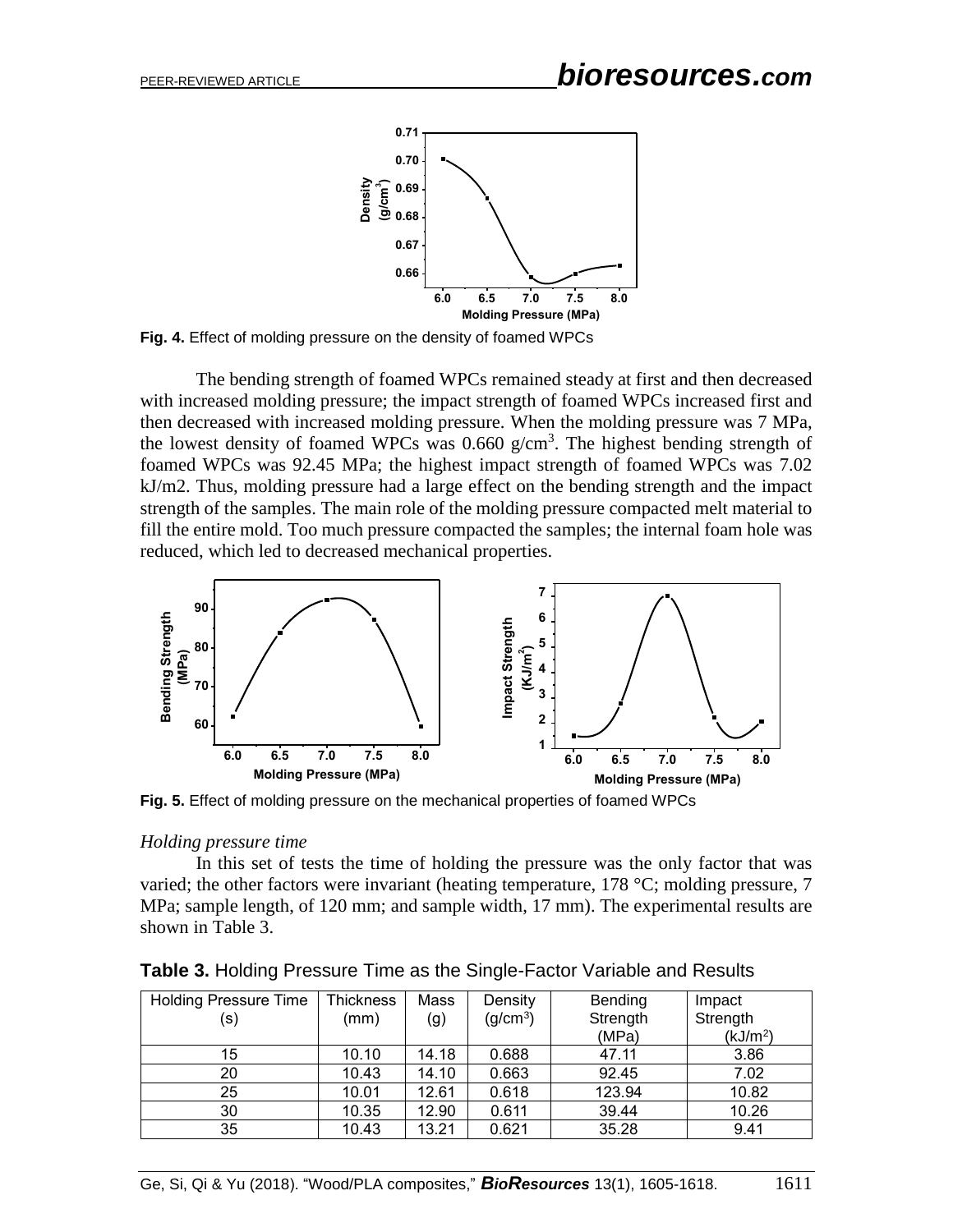**Fig. 4.** Effect of molding pressure on the density of foamed WPCs

The bending strength of foamed WPCs remained steady at first and then decreased with increased molding pressure; the impact strength of foamed WPCs increased first and then decreased with increased molding pressure. When the molding pressure was 7 MPa, the lowest density of foamed WPCs was 0.660 g/cm$^3$. The highest bending strength of foamed WPCs was 92.45 MPa; the highest impact strength of foamed WPCs was 7.02 kJ/m2. Thus, molding pressure had a large effect on the bending strength and the impact strength of the samples. The main role of the molding pressure compacted melt material to fill the entire mold. Too much pressure compacted the samples; the internal foam hole was reduced, which led to decreased mechanical properties.

**Fig. 5.** Effect of molding pressure on the mechanical properties of foamed WPCs

*Holding pressure time*

In this set of tests the time of holding the pressure was the only factor that was varied; the other factors were invariant (heating temperature, 178 °C; molding pressure, 7 MPa; sample length, of 120 mm; and sample width, 17 mm). The experimental results are shown in Table 3.

**Table 3.** Holding Pressure Time as the Single-Factor Variable and Results

| Holding Pressure Time (s) | Thickness (mm) | Mass (g) | Density (g/cm$^3$) | Bending Strength (MPa) | Impact Strength (kJ/m$^2$) |
|---|---|---|---|---|---|
| 15 | 10.10 | 14.18 | 0.688 | 47.11 | 3.86 |
| 20 | 10.43 | 14.10 | 0.663 | 92.45 | 7.02 |
| 25 | 10.01 | 12.61 | 0.618 | 123.94 | 10.82 |
| 30 | 10.35 | 12.90 | 0.611 | 39.44 | 10.26 |
| 35 | 10.43 | 13.21 | 0.621 | 35.28 | 9.41 |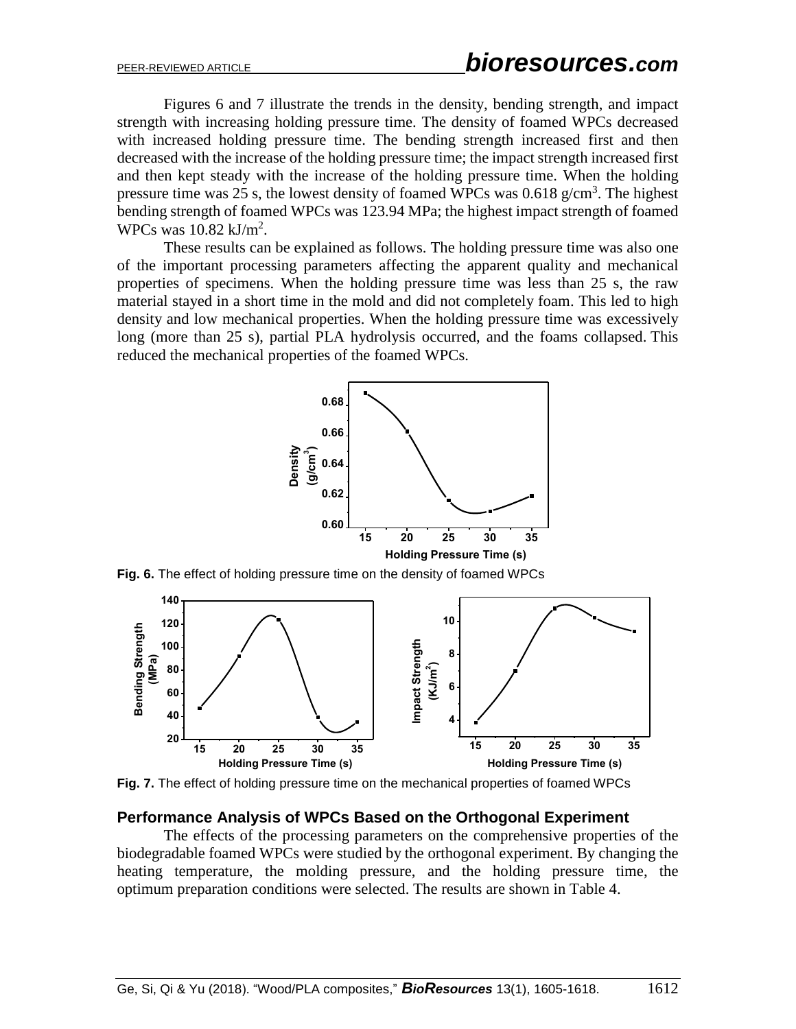Figures 6 and 7 illustrate the trends in the density, bending strength, and impact strength with increasing holding pressure time. The density of foamed WPCs decreased with increased holding pressure time. The bending strength increased first and then decreased with the increase of the holding pressure time; the impact strength increased first and then kept steady with the increase of the holding pressure time. When the holding pressure time was 25 s, the lowest density of foamed WPCs was 0.618 g/cm$^3$. The highest bending strength of foamed WPCs was 123.94 MPa; the highest impact strength of foamed WPCs was 10.82 kJ/m$^2$.

These results can be explained as follows. The holding pressure time was also one of the important processing parameters affecting the apparent quality and mechanical properties of specimens. When the holding pressure time was less than 25 s, the raw material stayed in a short time in the mold and did not completely foam. This led to high density and low mechanical properties. When the holding pressure time was excessively long (more than 25 s), partial PLA hydrolysis occurred, and the foams collapsed. This reduced the mechanical properties of the foamed WPCs.

**Fig. 6.** The effect of holding pressure time on the density of foamed WPCs

**Fig. 7.** The effect of holding pressure time on the mechanical properties of foamed WPCs

## Performance Analysis of WPCs Based on the Orthogonal Experiment

The effects of the processing parameters on the comprehensive properties of the biodegradable foamed WPCs were studied by the orthogonal experiment. By changing the heating temperature, the molding pressure, and the holding pressure time, the optimum preparation conditions were selected. The results are shown in Table 4.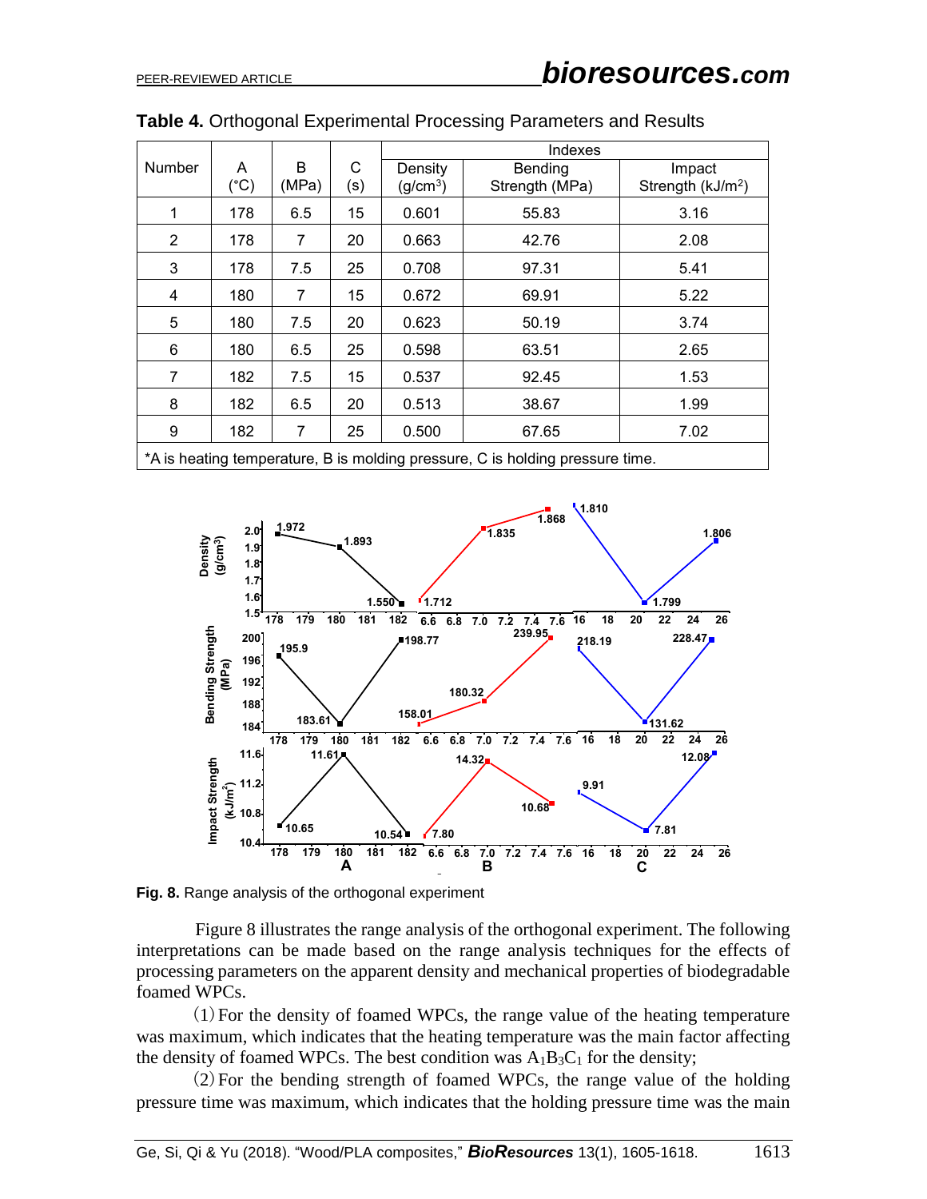**Table 4.** Orthogonal Experimental Processing Parameters and Results

| Number | A (°C) | B (MPa) | C (s) | Indexes | | |
|---|---|---|---|---|---|---|
| | | | | Density ($g/cm^3$) | Bending Strength (MPa) | Impact Strength ($kJ/m^2$) |
| 1 | 178 | 6.5 | 15 | 0.601 | 55.83 | 3.16 |
| 2 | 178 | 7 | 20 | 0.663 | 42.76 | 2.08 |
| 3 | 178 | 7.5 | 25 | 0.708 | 97.31 | 5.41 |
| 4 | 180 | 7 | 15 | 0.672 | 69.91 | 5.22 |
| 5 | 180 | 7.5 | 20 | 0.623 | 50.19 | 3.74 |
| 6 | 180 | 6.5 | 25 | 0.598 | 63.51 | 2.65 |
| 7 | 182 | 7.5 | 15 | 0.537 | 92.45 | 1.53 |
| 8 | 182 | 6.5 | 20 | 0.513 | 38.67 | 1.99 |
| 9 | 182 | 7 | 25 | 0.500 | 67.65 | 7.02 |

*A is heating temperature, B is molding pressure, C is holding pressure time.

**Fig. 8.** Range analysis of the orthogonal experiment

Figure 8 illustrates the range analysis of the orthogonal experiment. The following interpretations can be made based on the range analysis techniques for the effects of processing parameters on the apparent density and mechanical properties of biodegradable foamed WPCs.

(1) For the density of foamed WPCs, the range value of the heating temperature was maximum, which indicates that the heating temperature was the main factor affecting the density of foamed WPCs. The best condition was $A_1B_3C_1$ for the density;

(2) For the bending strength of foamed WPCs, the range value of the holding pressure time was maximum, which indicates that the holding pressure time was the main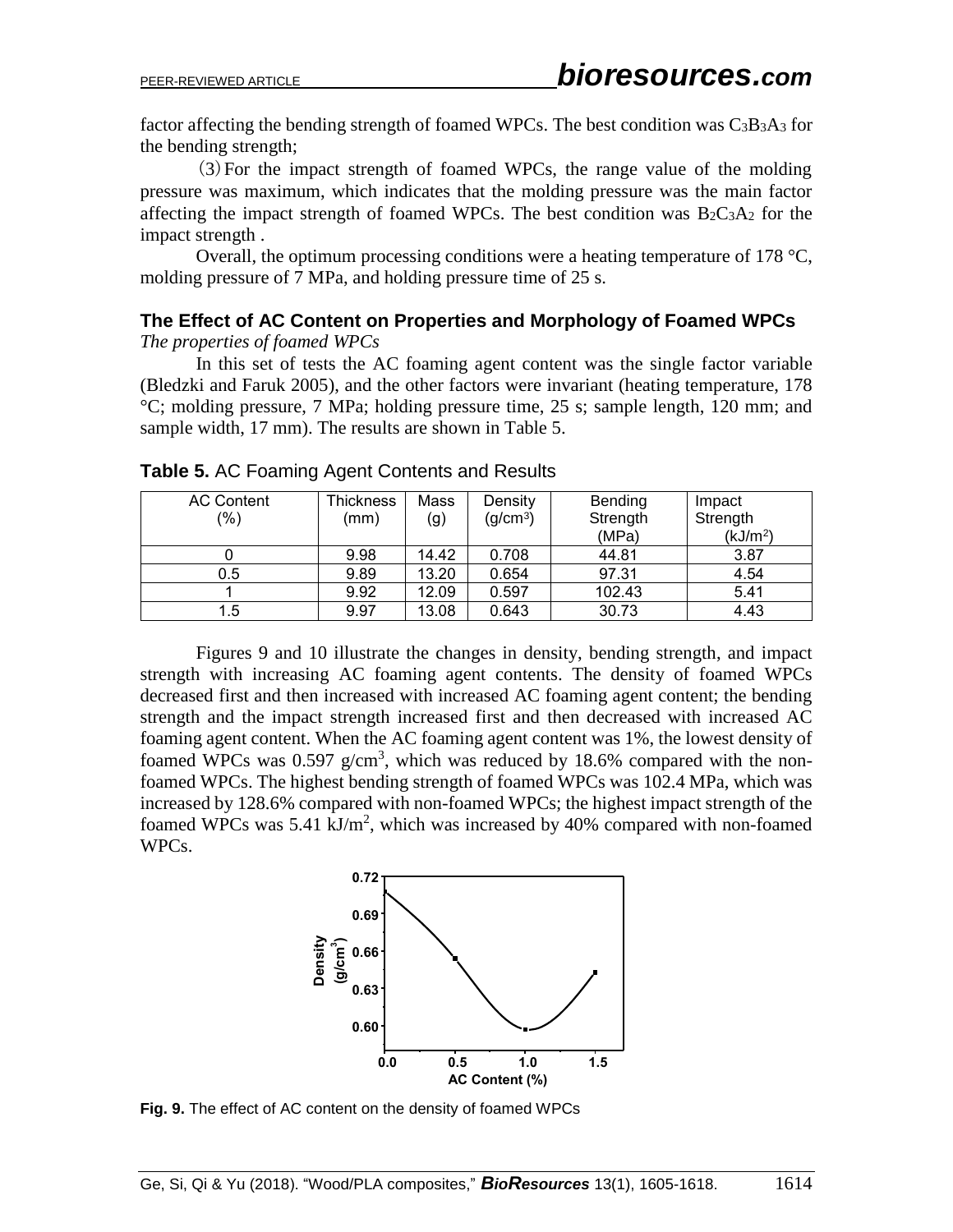factor affecting the bending strength of foamed WPCs. The best condition was $C_3B_3A_3$ for the bending strength;

(3) For the impact strength of foamed WPCs, the range value of the molding pressure was maximum, which indicates that the molding pressure was the main factor affecting the impact strength of foamed WPCs. The best condition was $B_2C_3A_2$ for the impact strength .

Overall, the optimum processing conditions were a heating temperature of 178 °C, molding pressure of 7 MPa, and holding pressure time of 25 s.

### The Effect of AC Content on Properties and Morphology of Foamed WPCs

*The properties of foamed WPCs*

In this set of tests the AC foaming agent content was the single factor variable (Bledzki and Faruk 2005), and the other factors were invariant (heating temperature, 178 °C; molding pressure, 7 MPa; holding pressure time, 25 s; sample length, 120 mm; and sample width, 17 mm). The results are shown in Table 5.

**Table 5.** AC Foaming Agent Contents and Results

| AC Content (%) | Thickness (mm) | Mass (g) | Density ($g/cm^3$) | Bending Strength (MPa) | Impact Strength ($kJ/m^2$) |
|---|---|---|---|---|---|
| 0 | 9.98 | 14.42 | 0.708 | 44.81 | 3.87 |
| 0.5 | 9.89 | 13.20 | 0.654 | 97.31 | 4.54 |
| 1 | 9.92 | 12.09 | 0.597 | 102.43 | 5.41 |
| 1.5 | 9.97 | 13.08 | 0.643 | 30.73 | 4.43 |

Figures 9 and 10 illustrate the changes in density, bending strength, and impact strength with increasing AC foaming agent contents. The density of foamed WPCs decreased first and then increased with increased AC foaming agent content; the bending strength and the impact strength increased first and then decreased with increased AC foaming agent content. When the AC foaming agent content was 1%, the lowest density of foamed WPCs was 0.597 $g/cm^3$, which was reduced by 18.6% compared with the non-foamed WPCs. The highest bending strength of foamed WPCs was 102.4 MPa, which was increased by 128.6% compared with non-foamed WPCs; the highest impact strength of the foamed WPCs was 5.41 $kJ/m^2$, which was increased by 40% compared with non-foamed WPCs.

**Fig. 9.** The effect of AC content on the density of foamed WPCs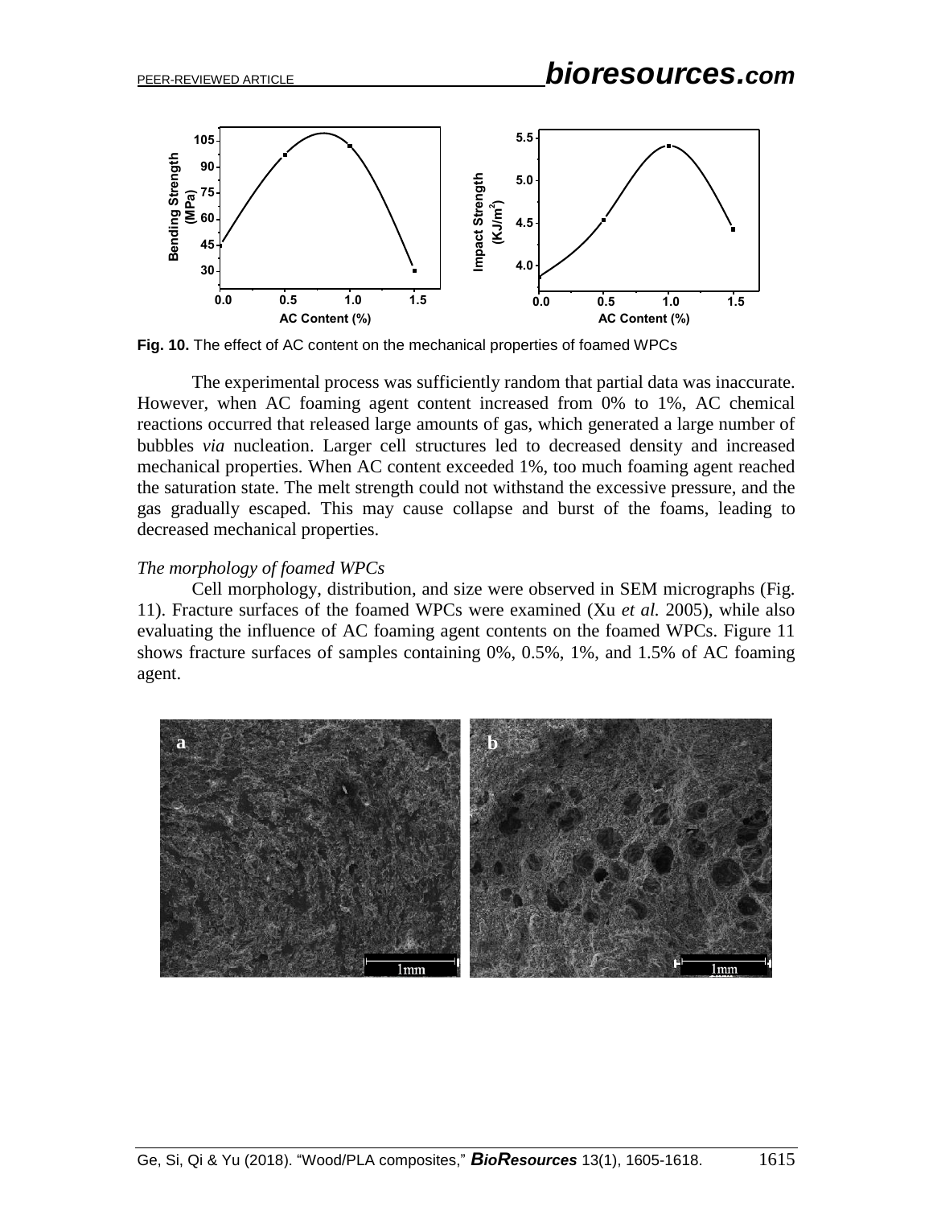**Fig. 10.** The effect of AC content on the mechanical properties of foamed WPCs

The experimental process was sufficiently random that partial data was inaccurate. However, when AC foaming agent content increased from 0% to 1%, AC chemical reactions occurred that released large amounts of gas, which generated a large number of bubbles *via* nucleation. Larger cell structures led to decreased density and increased mechanical properties. When AC content exceeded 1%, too much foaming agent reached the saturation state. The melt strength could not withstand the excessive pressure, and the gas gradually escaped. This may cause collapse and burst of the foams, leading to decreased mechanical properties.

*The morphology of foamed WPCs*

Cell morphology, distribution, and size were observed in SEM micrographs (Fig. 11). Fracture surfaces of the foamed WPCs were examined (Xu *et al.* 2005), while also evaluating the influence of AC foaming agent contents on the foamed WPCs. Figure 11 shows fracture surfaces of samples containing 0%, 0.5%, 1%, and 1.5% of AC foaming agent.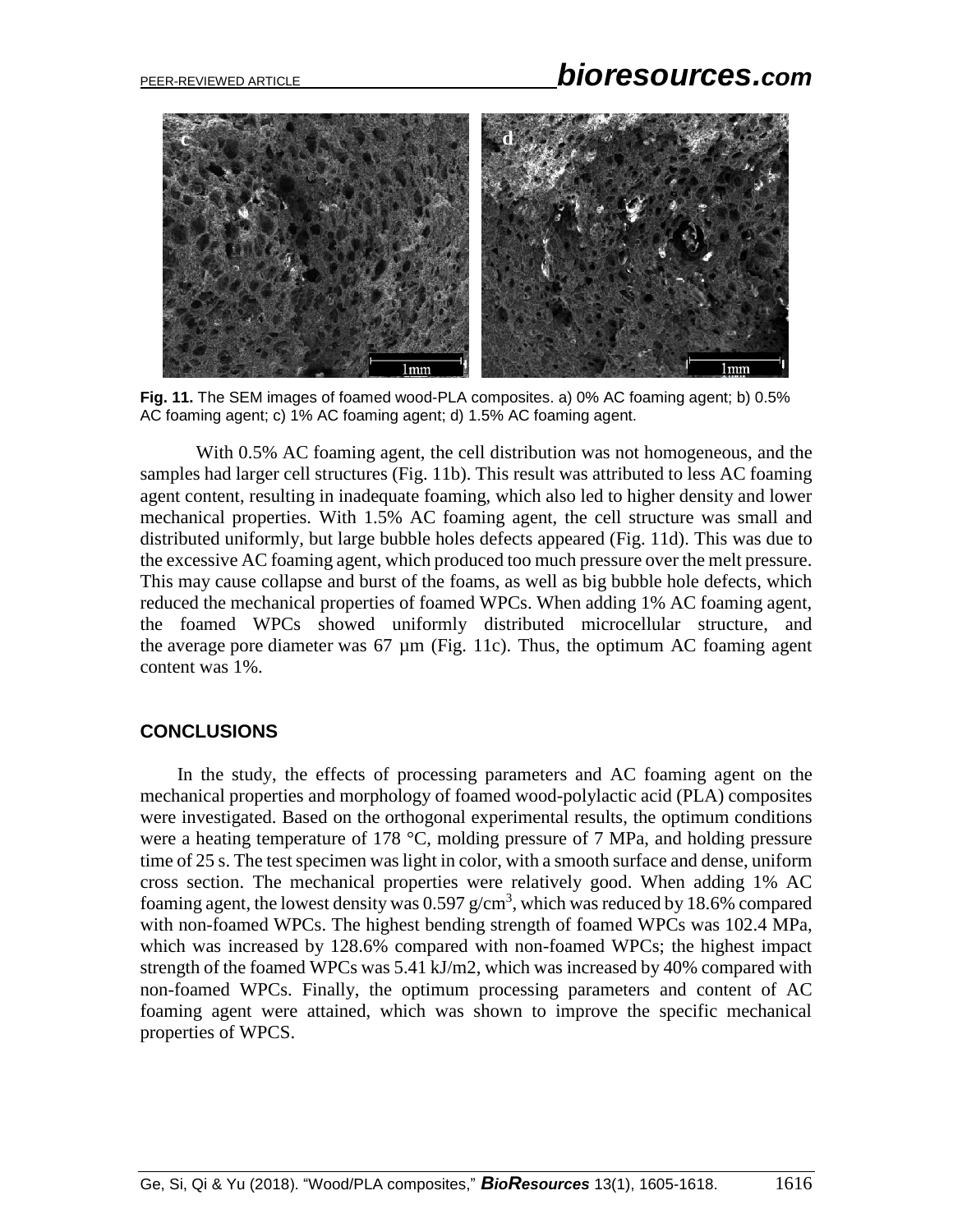**Fig. 11.** The SEM images of foamed wood-PLA composites. a) 0% AC foaming agent; b) 0.5% AC foaming agent; c) 1% AC foaming agent; d) 1.5% AC foaming agent.

With 0.5% AC foaming agent, the cell distribution was not homogeneous, and the samples had larger cell structures (Fig. 11b). This result was attributed to less AC foaming agent content, resulting in inadequate foaming, which also led to higher density and lower mechanical properties. With 1.5% AC foaming agent, the cell structure was small and distributed uniformly, but large bubble holes defects appeared (Fig. 11d). This was due to the excessive AC foaming agent, which produced too much pressure over the melt pressure. This may cause collapse and burst of the foams, as well as big bubble hole defects, which reduced the mechanical properties of foamed WPCs. When adding 1% AC foaming agent, the foamed WPCs showed uniformly distributed microcellular structure, and the average pore diameter was 67 µm (Fig. 11c). Thus, the optimum AC foaming agent content was 1%.

## CONCLUSIONS

In the study, the effects of processing parameters and AC foaming agent on the mechanical properties and morphology of foamed wood-polylactic acid (PLA) composites were investigated. Based on the orthogonal experimental results, the optimum conditions were a heating temperature of 178 °C, molding pressure of 7 MPa, and holding pressure time of 25 s. The test specimen was light in color, with a smooth surface and dense, uniform cross section. The mechanical properties were relatively good. When adding 1% AC foaming agent, the lowest density was 0.597 g/cm$^3$, which was reduced by 18.6% compared with non-foamed WPCs. The highest bending strength of foamed WPCs was 102.4 MPa, which was increased by 128.6% compared with non-foamed WPCs; the highest impact strength of the foamed WPCs was 5.41 kJ/m2, which was increased by 40% compared with non-foamed WPCs. Finally, the optimum processing parameters and content of AC foaming agent were attained, which was shown to improve the specific mechanical properties of WPCS.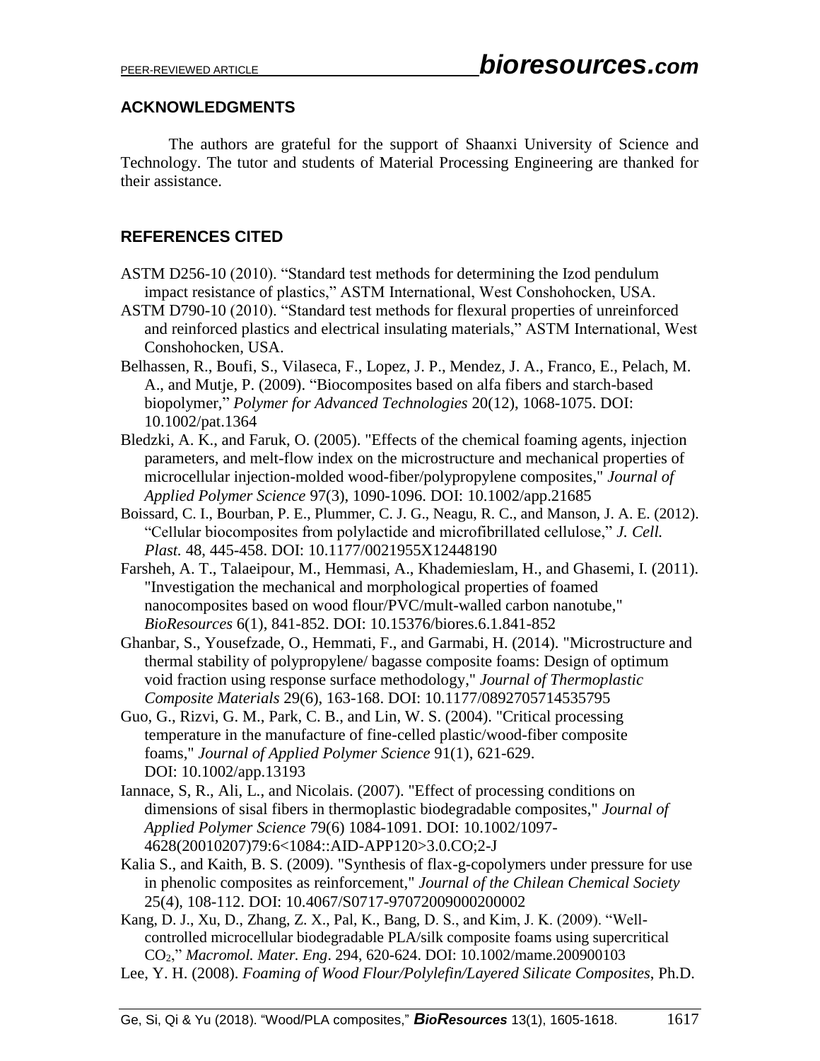## ACKNOWLEDGMENTS

The authors are grateful for the support of Shaanxi University of Science and Technology. The tutor and students of Material Processing Engineering are thanked for their assistance.

## REFERENCES CITED

ASTM D256-10 (2010). "Standard test methods for determining the Izod pendulum impact resistance of plastics," ASTM International, West Conshohocken, USA.

ASTM D790-10 (2010). "Standard test methods for flexural properties of unreinforced and reinforced plastics and electrical insulating materials," ASTM International, West Conshohocken, USA.

Belhassen, R., Boufi, S., Vilaseca, F., Lopez, J. P., Mendez, J. A., Franco, E., Pelach, M. A., and Mutje, P. (2009). "Biocomposites based on alfa fibers and starch-based biopolymer," *Polymer for Advanced Technologies* 20(12), 1068-1075. DOI: 10.1002/pat.1364

Bledzki, A. K., and Faruk, O. (2005). "Effects of the chemical foaming agents, injection parameters, and melt-flow index on the microstructure and mechanical properties of microcellular injection-molded wood-fiber/polypropylene composites," *Journal of Applied Polymer Science* 97(3), 1090-1096. DOI: 10.1002/app.21685

Boissard, C. I., Bourban, P. E., Plummer, C. J. G., Neagu, R. C., and Manson, J. A. E. (2012). "Cellular biocomposites from polylactide and microfibrillated cellulose," *J. Cell. Plast.* 48, 445-458. DOI: 10.1177/0021955X12448190

Farsheh, A. T., Talaeipour, M., Hemmasi, A., Khademieslam, H., and Ghasemi, I. (2011). "Investigation the mechanical and morphological properties of foamed nanocomposites based on wood flour/PVC/mult-walled carbon nanotube," *BioResources* 6(1), 841-852. DOI: 10.15376/biores.6.1.841-852

Ghanbar, S., Yousefzade, O., Hemmati, F., and Garmabi, H. (2014). "Microstructure and thermal stability of polypropylene/ bagasse composite foams: Design of optimum void fraction using response surface methodology," *Journal of Thermoplastic Composite Materials* 29(6), 163-168. DOI: 10.1177/0892705714535795

Guo, G., Rizvi, G. M., Park, C. B., and Lin, W. S. (2004). "Critical processing temperature in the manufacture of fine-celled plastic/wood-fiber composite foams," *Journal of Applied Polymer Science* 91(1), 621-629. DOI: 10.1002/app.13193

Iannace, S, R., Ali, L., and Nicolais. (2007). "Effect of processing conditions on dimensions of sisal fibers in thermoplastic biodegradable composites," *Journal of Applied Polymer Science* 79(6) 1084-1091. DOI: 10.1002/1097-4628(20010207)79:6<1084::AID-APP120>3.0.CO;2-J

Kalia S., and Kaith, B. S. (2009). "Synthesis of flax-g-copolymers under pressure for use in phenolic composites as reinforcement," *Journal of the Chilean Chemical Society* 25(4), 108-112. DOI: 10.4067/S0717-97072009000200002

Kang, D. J., Xu, D., Zhang, Z. X., Pal, K., Bang, D. S., and Kim, J. K. (2009). "Well-controlled microcellular biodegradable PLA/silk composite foams using supercritical $CO_2$," *Macromol. Mater. Eng*. 294, 620-624. DOI: 10.1002/mame.200900103

Lee, Y. H. (2008). *Foaming of Wood Flour/Polylefin/Layered Silicate Composites*, Ph.D.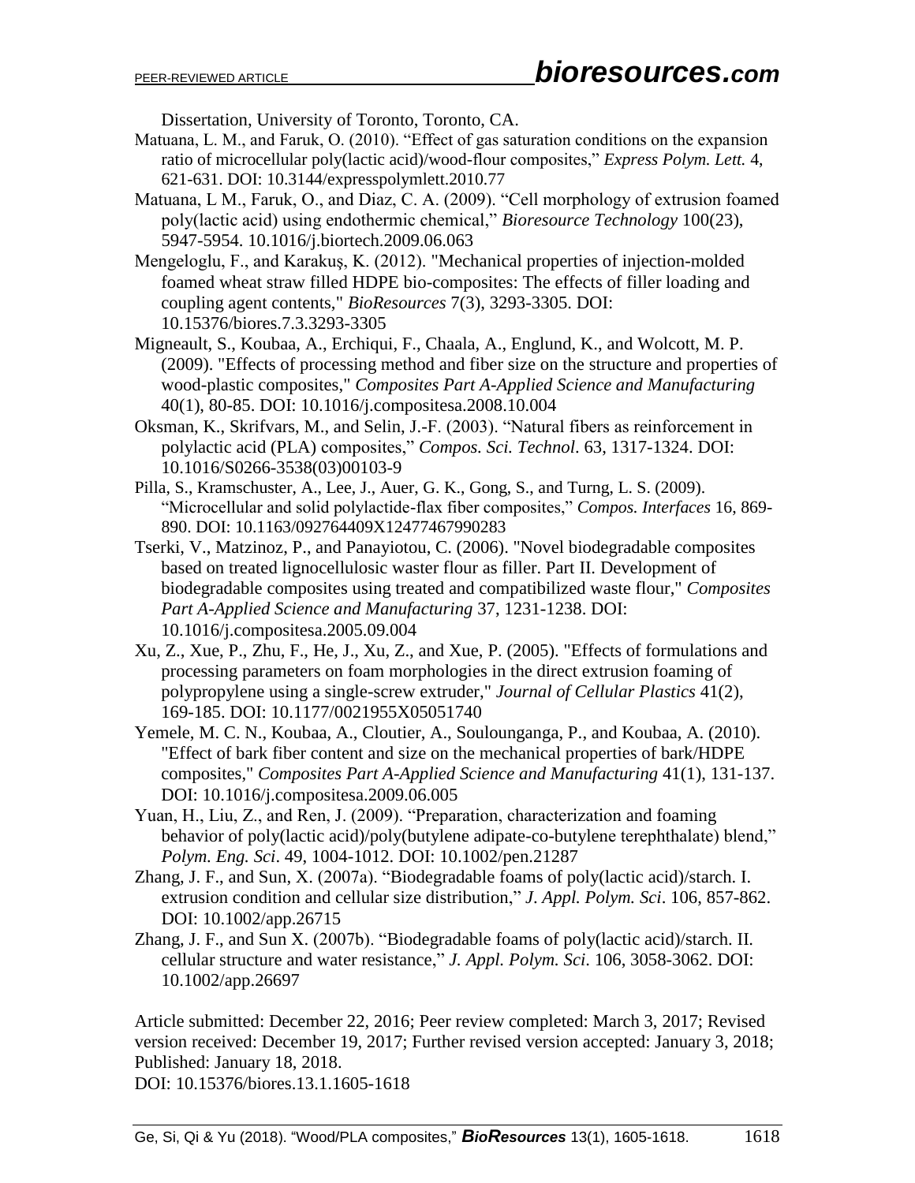Dissertation, University of Toronto, Toronto, CA.

Matuana, L. M., and Faruk, O. (2010). "Effect of gas saturation conditions on the expansion ratio of microcellular poly(lactic acid)/wood-flour composites," *Express Polym. Lett.* 4, 621-631. DOI: 10.3144/expresspolymlett.2010.77

Matuana, L M., Faruk, O., and Diaz, C. A. (2009). "Cell morphology of extrusion foamed poly(lactic acid) using endothermic chemical," *Bioresource Technology* 100(23), 5947-5954. 10.1016/j.biortech.2009.06.063

Mengeloglu, F., and Karakuş, K. (2012). "Mechanical properties of injection-molded foamed wheat straw filled HDPE bio-composites: The effects of filler loading and coupling agent contents," *BioResources* 7(3), 3293-3305. DOI: 10.15376/biores.7.3.3293-3305

Migneault, S., Koubaa, A., Erchiqui, F., Chaala, A., Englund, K., and Wolcott, M. P. (2009). "Effects of processing method and fiber size on the structure and properties of wood-plastic composites," *Composites Part A-Applied Science and Manufacturing* 40(1), 80-85. DOI: 10.1016/j.compositesa.2008.10.004

Oksman, K., Skrifvars, M., and Selin, J.-F. (2003). "Natural fibers as reinforcement in polylactic acid (PLA) composites," *Compos. Sci. Technol.* 63, 1317-1324. DOI: 10.1016/S0266-3538(03)00103-9

Pilla, S., Kramschuster, A., Lee, J., Auer, G. K., Gong, S., and Turng, L. S. (2009). "Microcellular and solid polylactide-flax fiber composites," *Compos. Interfaces* 16, 869-890. DOI: 10.1163/092764409X12477467990283

Tserki, V., Matzinoz, P., and Panayiotou, C. (2006). "Novel biodegradable composites based on treated lignocellulosic waster flour as filler. Part II. Development of biodegradable composites using treated and compatibilized waste flour," *Composites Part A-Applied Science and Manufacturing* 37, 1231-1238. DOI: 10.1016/j.compositesa.2005.09.004

Xu, Z., Xue, P., Zhu, F., He, J., Xu, Z., and Xue, P. (2005). "Effects of formulations and processing parameters on foam morphologies in the direct extrusion foaming of polypropylene using a single-screw extruder," *Journal of Cellular Plastics* 41(2), 169-185. DOI: 10.1177/0021955X05051740

Yemele, M. C. N., Koubaa, A., Cloutier, A., Soulounganga, P., and Koubaa, A. (2010). "Effect of bark fiber content and size on the mechanical properties of bark/HDPE composites," *Composites Part A-Applied Science and Manufacturing* 41(1), 131-137. DOI: 10.1016/j.compositesa.2009.06.005

Yuan, H., Liu, Z., and Ren, J. (2009). "Preparation, characterization and foaming behavior of poly(lactic acid)/poly(butylene adipate-co-butylene terephthalate) blend," *Polym. Eng. Sci*. 49, 1004-1012. DOI: 10.1002/pen.21287

Zhang, J. F., and Sun, X. (2007a). "Biodegradable foams of poly(lactic acid)/starch. I. extrusion condition and cellular size distribution," *J. Appl. Polym. Sci*. 106, 857-862. DOI: 10.1002/app.26715

Zhang, J. F., and Sun X. (2007b). "Biodegradable foams of poly(lactic acid)/starch. II. cellular structure and water resistance," *J. Appl. Polym. Sci.* 106, 3058-3062. DOI: 10.1002/app.26697

Article submitted: December 22, 2016; Peer review completed: March 3, 2017; Revised version received: December 19, 2017; Further revised version accepted: January 3, 2018; Published: January 18, 2018.

DOI: 10.15376/biores.13.1.1605-1618